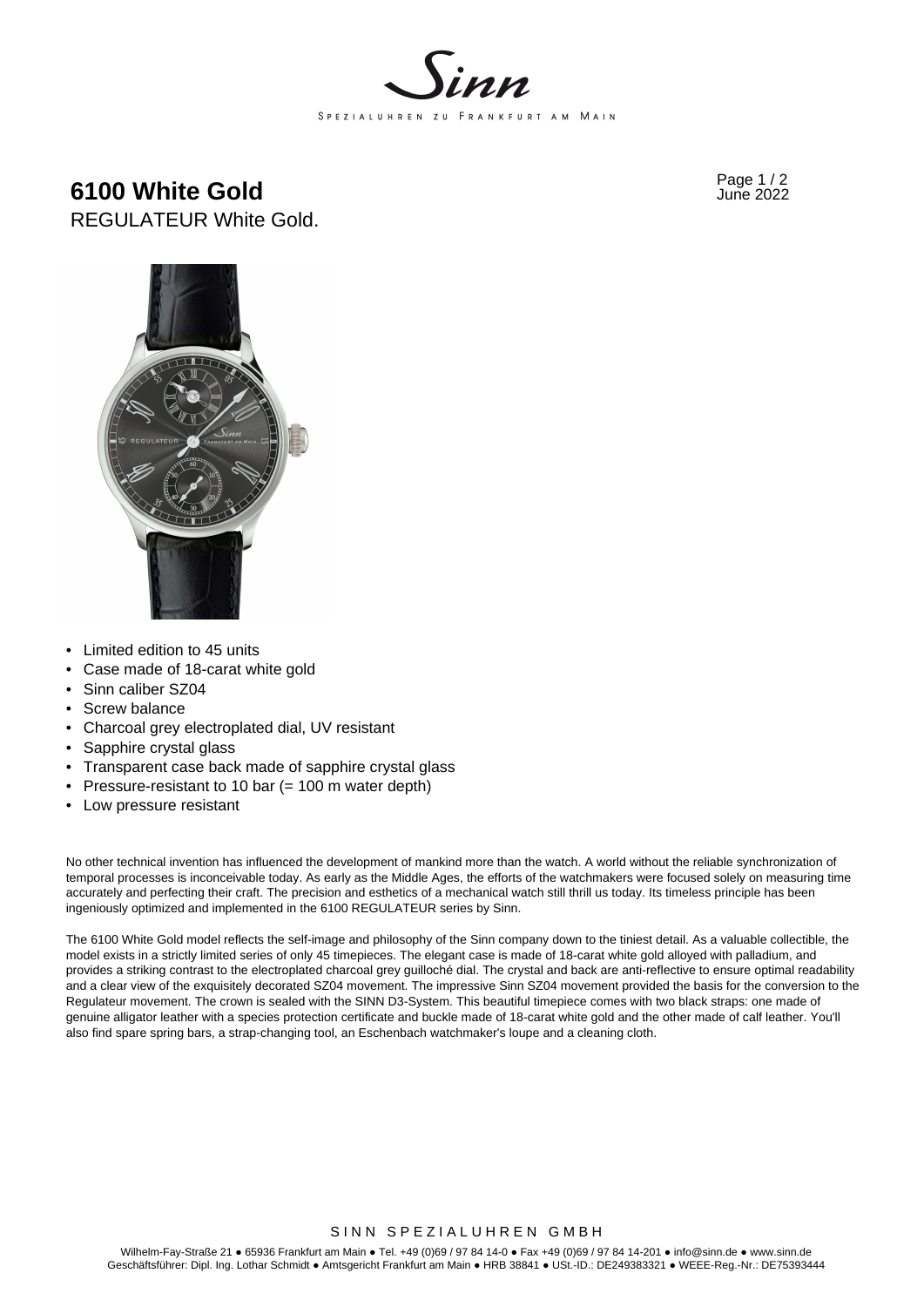# 6100 White Gold

REGULATEUR White Gold.

June 2022

- Limited edition to 45 units
- Case made of 18-carat white gold
- Sinn caliber SZ04
- Screw balance
- Charcoal grey electroplated dial, UV resistant
- Sapphire crystal glass
- Transparent case back made of sapphire crystal glass
- Pressure-resistant to 10 bar (= 100 m water depth)
- Low pressure resistant

No other technical invention has influenced the development of mankind more than the watch. A world without the reliable synchronization of temporal processes is inconceivable today. As early as the Middle Ages, the efforts of the watchmakers were focused solely on measuring time accurately and perfecting their craft. The precision and esthetics of a mechanical watch still thrill us today. Its timeless principle has been ingeniously optimized and implemented in the 6100 REGULATEUR series by Sinn.

The 6100 White Gold model reflects the self-image and philosophy of the Sinn company down to the tiniest detail. As a valuable collectible, the model exists in a strictly limited series of only 45 timepieces. The elegant case is made of 18-carat white gold alloyed with palladium, and provides a striking contrast to the electroplated charcoal grey guilloché dial. The crystal and back are anti-reflective to ensure optimal readability and a clear view of the exquisitely decorated SZ04 movement. The impressive Sinn SZ04 movement provided the basis for the conversion to the Regulateur movement. The crown is sealed with the SINN D3-System. This beautiful timepiece comes with two black straps: one made of genuine alligator leather with a species protection certificate and buckle made of 18-carat white gold and the other made of calf leather. You'll also find spare spring bars, a strap-changing tool, an Eschenbach watchmaker's loupe and a cleaning cloth.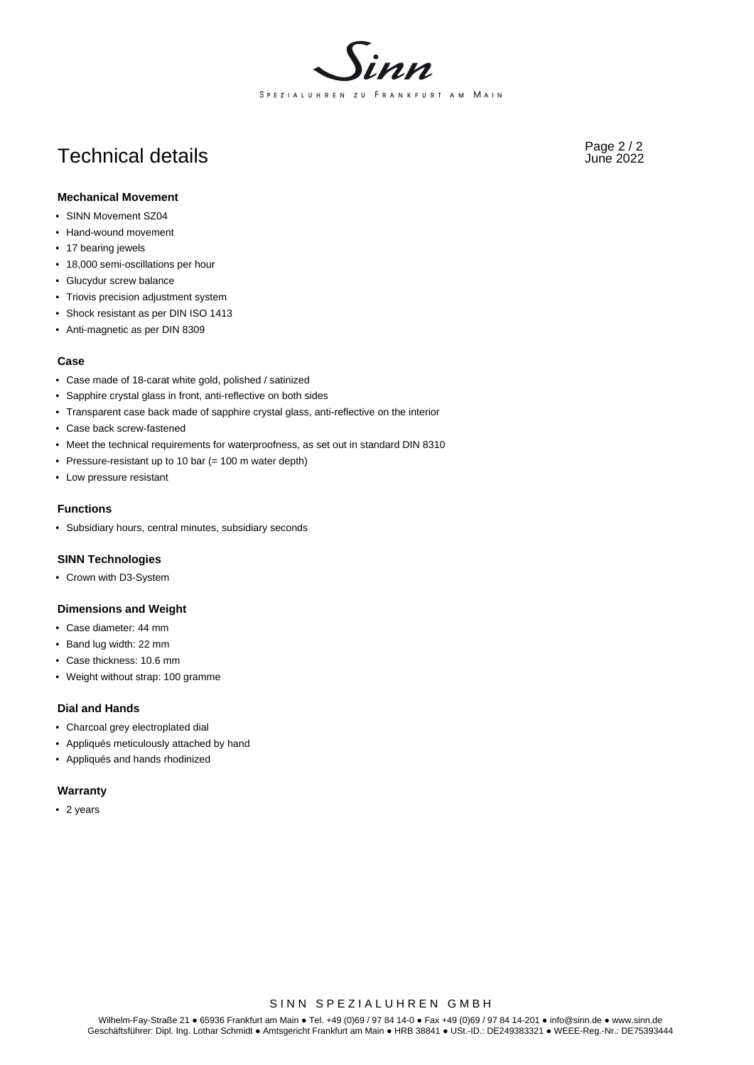# Technical details

June 2022

### Mechanical Movement

- SINN Movement SZ04
- Hand-wound movement
- 17 bearing jewels
- 18,000 semi-oscillations per hour
- Glucydur screw balance
- Triovis precision adjustment system
- Shock resistant as per DIN ISO 1413
- Anti-magnetic as per DIN 8309

### Case

- Case made of 18-carat white gold, polished / satinized
- Sapphire crystal glass in front, anti-reflective on both sides
- Transparent case back made of sapphire crystal glass, anti-reflective on the interior
- Case back screw-fastened
- Meet the technical requirements for waterproofness, as set out in standard DIN 8310
- Pressure-resistant up to 10 bar (= 100 m water depth)
- Low pressure resistant

### Functions

- Subsidiary hours, central minutes, subsidiary seconds

### SINN Technologies

- Crown with D3-System

### Dimensions and Weight

- Case diameter: 44 mm
- Band lug width: 22 mm
- Case thickness: 10.6 mm
- Weight without strap: 100 gramme

### Dial and Hands

- Charcoal grey electroplated dial
- Appliqués meticulously attached by hand
- Appliqués and hands rhodinized

### Warranty

- 2 years